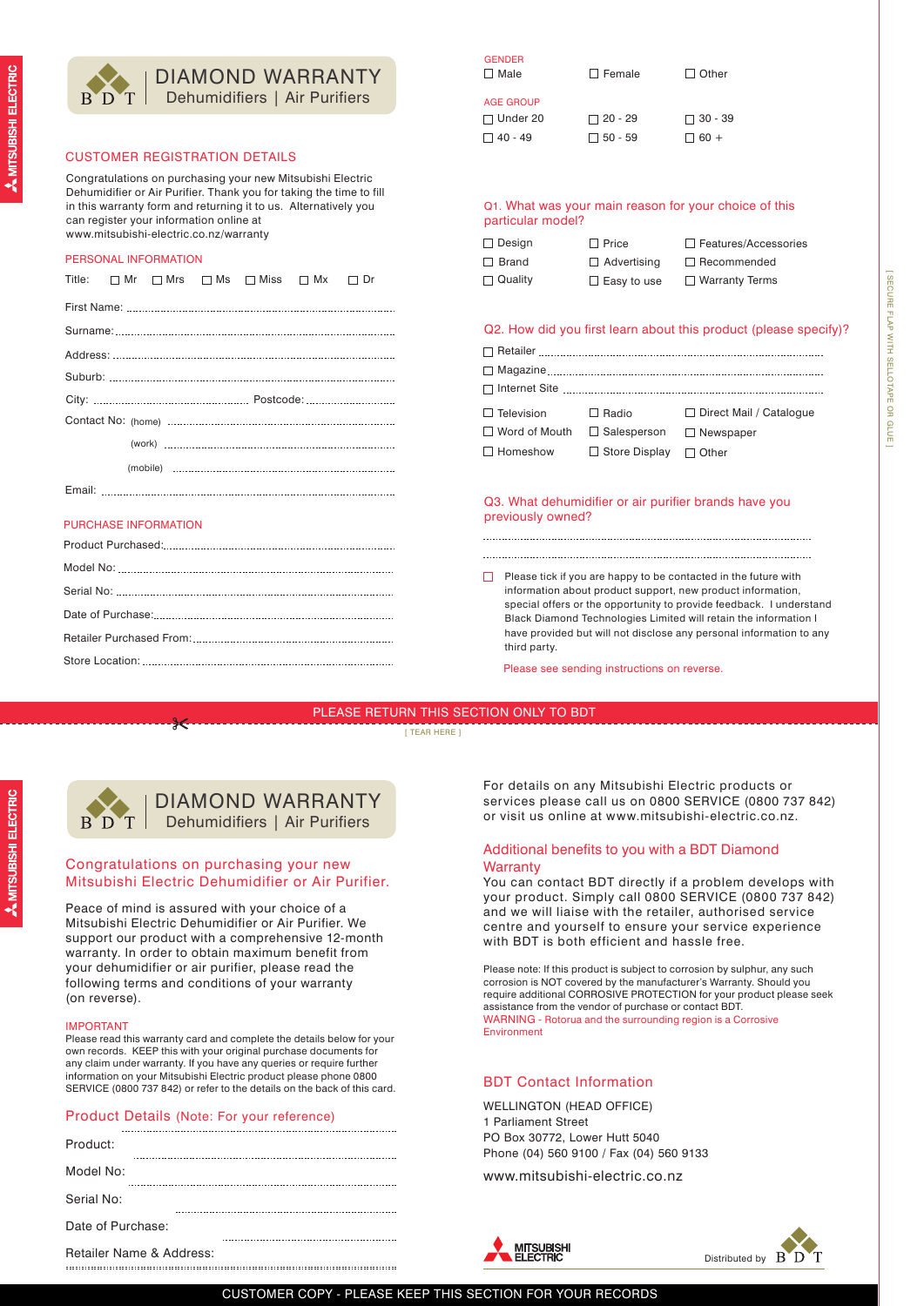MITSUBISHI ELECTRIC

# DIAMOND WARRANTY
Dehumidifiers | Air Purifiers

## CUSTOMER REGISTRATION DETAILS

Congratulations on purchasing your new Mitsubishi Electric Dehumidifier or Air Purifier. Thank you for taking the time to fill in this warranty form and returning it to us. Alternatively you can register your information online at www.mitsubishi-electric.co.nz/warranty

### PERSONAL INFORMATION

Title: ☐ Mr ☐ Mrs ☐ Ms ☐ Miss ☐ Mx ☐ Dr

First Name: ...............................................

Surname: ...............................................

Address: ...............................................

Suburb: ...............................................

City: ............................ Postcode: ............................

Contact No: (home) ...............................................

(work) ...............................................

(mobile) ...............................................

Email: ...............................................

### PURCHASE INFORMATION

Product Purchased: ...............................................

Model No: ...............................................

Serial No: ...............................................

Date of Purchase: ...............................................

Retailer Purchased From: ...............................................

Store Location: ...............................................

### GENDER

☐ Male ☐ Female ☐ Other

### AGE GROUP

☐ Under 20 ☐ 20 - 29 ☐ 30 - 39
☐ 40 - 49 ☐ 50 - 59 ☐ 60 +

### Q1. What was your main reason for your choice of this particular model?

☐ Design ☐ Price ☐ Features/Accessories
☐ Brand ☐ Advertising ☐ Recommended
☐ Quality ☐ Easy to use ☐ Warranty Terms

### Q2. How did you first learn about this product (please specify)?

☐ Retailer ...............................................
☐ Magazine ...............................................
☐ Internet Site ...............................................

☐ Television ☐ Radio ☐ Direct Mail / Catalogue
☐ Word of Mouth ☐ Salesperson ☐ Newspaper
☐ Homeshow ☐ Store Display ☐ Other

### Q3. What dehumidifier or air purifier brands have you previously owned?

...............................................

...............................................

☐ Please tick if you are happy to be contacted in the future with information about product support, new product information, special offers or the opportunity to provide feedback. I understand Black Diamond Technologies Limited will retain the information I have provided but will not disclose any personal information to any third party.

Please see sending instructions on reverse.

[ SECURE FLAP WITH SELLOTAPE OR GLUE ]

PLEASE RETURN THIS SECTION ONLY TO BDT

[ TEAR HERE ]

MITSUBISHI ELECTRIC

# DIAMOND WARRANTY
Dehumidifiers | Air Purifiers

## Congratulations on purchasing your new Mitsubishi Electric Dehumidifier or Air Purifier.

Peace of mind is assured with your choice of a Mitsubishi Electric Dehumidifier or Air Purifier. We support our product with a comprehensive 12-month warranty. In order to obtain maximum benefit from your dehumidifier or air purifier, please read the following terms and conditions of your warranty (on reverse).

### IMPORTANT

Please read this warranty card and complete the details below for your own records. KEEP this with your original purchase documents for any claim under warranty. If you have any queries or require further information on your Mitsubishi Electric product please phone 0800 SERVICE (0800 737 842) or refer to the details on the back of this card.

### Product Details (Note: For your reference)

Product: ...............................................

Model No: ...............................................

Serial No: ...............................................

Date of Purchase: ...............................................

Retailer Name & Address: ...............................................

For details on any Mitsubishi Electric products or services please call us on 0800 SERVICE (0800 737 842) or visit us online at www.mitsubishi-electric.co.nz.

### Additional benefits to you with a BDT Diamond Warranty

You can contact BDT directly if a problem develops with your product. Simply call 0800 SERVICE (0800 737 842) and we will liaise with the retailer, authorised service centre and yourself to ensure your service experience with BDT is both efficient and hassle free.

Please note: If this product is subject to corrosion by sulphur, any such corrosion is NOT covered by the manufacturer's Warranty. Should you require additional CORROSIVE PROTECTION for your product please seek assistance from the vendor of purchase or contact BDT.
WARNING - Rotorua and the surrounding region is a Corrosive Environment

### BDT Contact Information

WELLINGTON (HEAD OFFICE)
1 Parliament Street
PO Box 30772, Lower Hutt 5040
Phone (04) 560 9100 / Fax (04) 560 9133

www.mitsubishi-electric.co.nz

MITSUBISHI ELECTRIC

Distributed by BDT

CUSTOMER COPY - PLEASE KEEP THIS SECTION FOR YOUR RECORDS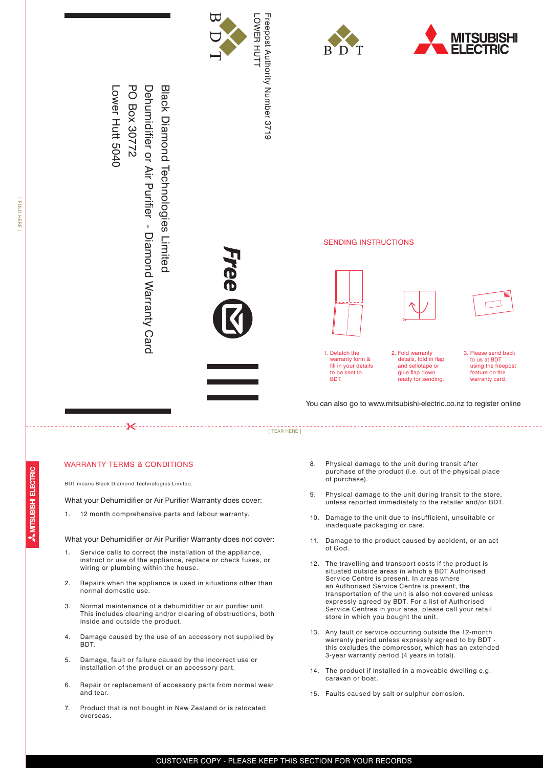Freepost Authority Number 3719
LOWER HUTT

Black Diamond Technologies Limited
Dehumidifier or Air Purifier - Diamond Warranty Card
PO Box 30772
Lower Hutt 5040

Free

## SENDING INSTRUCTIONS

1. Detatch the warranty form & fill in your details to be sent to BDT.
2. Fold warranty details, fold in flap and sellotape or glue flap down ready for sending.
3. Please send back to us at BDT using the freepost feature on the warranty card.

You can also go to www.mitsubishi-electric.co.nz to register online

[ TEAR HERE ]

## WARRANTY TERMS & CONDITIONS

BDT means Black Diamond Technologies Limited.

What your Dehumidifier or Air Purifier Warranty does cover:

1. 12 month comprehensive parts and labour warranty.

What your Dehumidifier or Air Purifier Warranty does not cover:

1. Service calls to correct the installation of the appliance, instruct or use of the appliance, replace or check fuses, or wiring or plumbing within the house.
2. Repairs when the appliance is used in situations other than normal domestic use.
3. Normal maintenance of a dehumidifier or air purifier unit. This includes cleaning and/or clearing of obstructions, both inside and outside the product.
4. Damage caused by the use of an accessory not supplied by BDT.
5. Damage, fault or failure caused by the incorrect use or installation of the product or an accessory part.
6. Repair or replacement of accessory parts from normal wear and tear.
7. Product that is not bought in New Zealand or is relocated overseas.
8. Physical damage to the unit during transit after purchase of the product (i.e. out of the physical place of purchase).
9. Physical damage to the unit during transit to the store, unless reported immediately to the retailer and/or BDT.
10. Damage to the unit due to insufficient, unsuitable or inadequate packaging or care.
11. Damage to the product caused by accident, or an act of God.
12. The travelling and transport costs if the product is situated outside areas in which a BDT Authorised Service Centre is present. In areas where an Authorised Service Centre is present, the transportation of the unit is also not covered unless expressly agreed by BDT. For a list of Authorised Service Centres in your area, please call your retail store in which you bought the unit.
13. Any fault or service occurring outside the 12-month warranty period unless expressly agreed to by BDT - this excludes the compressor, which has an extended 3-year warranty period (4 years in total).
14. The product if installed in a moveable dwelling e.g. caravan or boat.
15. Faults caused by salt or sulphur corrosion.

CUSTOMER COPY - PLEASE KEEP THIS SECTION FOR YOUR RECORDS